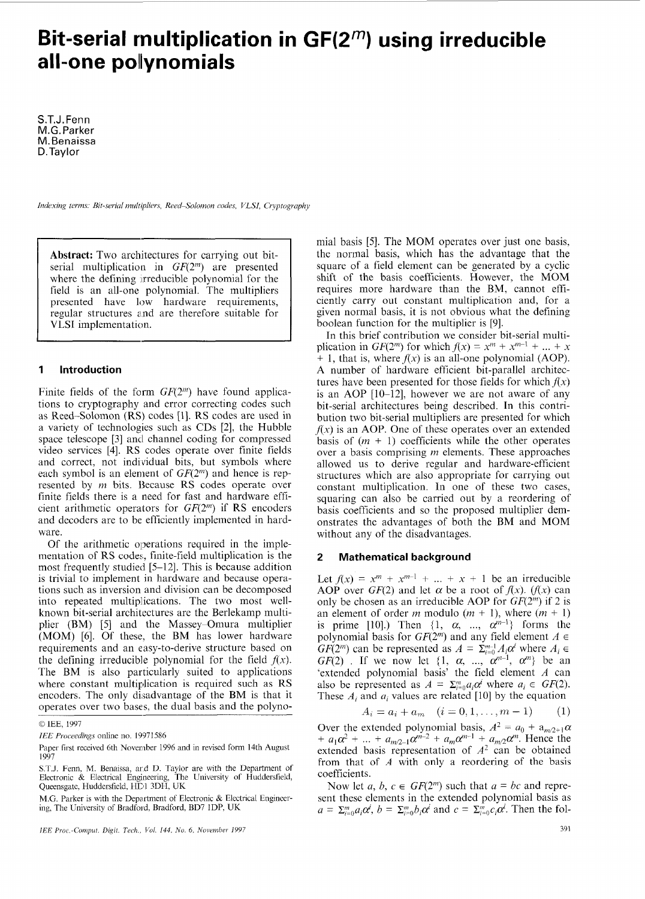# Bit-serial multiplication in $GF(2^m)$ using irreducible all-one polynomials

S.T.J. Fenn
M.G. Parker
M. Benaissa
D. Taylor

*Indexing terms: Bit-serial multipliers, Reed–Solomon codes, VLSI, Cryptography*

**Abstract:** Two architectures for carrying out bit-serial multiplication in $GF(2^m)$ are presented where the defining irreducible polynomial for the field is an all-one polynomial. The multipliers presented have low hardware requirements, regular structures and are therefore suitable for VLSI implementation.

## 1 Introduction

Finite fields of the form $GF(2^m)$ have found applications to cryptography and error correcting codes such as Reed–Solomon (RS) codes [1]. RS codes are used in a variety of technologies such as CDs [2], the Hubble space telescope [3] and channel coding for compressed video services [4]. RS codes operate over finite fields and correct, not individual bits, but symbols where each symbol is an element of $GF(2^m)$ and hence is represented by $m$ bits. Because RS codes operate over finite fields there is a need for fast and hardware efficient arithmetic operators for $GF(2^m)$ if RS encoders and decoders are to be efficiently implemented in hardware.

Of the arithmetic operations required in the implementation of RS codes, finite-field multiplication is the most frequently studied [5–12]. This is because addition is trivial to implement in hardware and because operations such as inversion and division can be decomposed into repeated multiplications. The two most well-known bit-serial architectures are the Berlekamp multiplier (BM) [5] and the Massey–Omura multiplier (MOM) [6]. Of these, the BM has lower hardware requirements and an easy-to-derive structure based on the defining irreducible polynomial for the field $f(x)$. The BM is also particularly suited to applications where constant multiplication is required such as RS encoders. The only disadvantage of the BM is that it operates over two bases, the dual basis and the polynomial basis [5]. The MOM operates over just one basis, the normal basis, which has the advantage that the square of a field element can be generated by a cyclic shift of the basis coefficients. However, the MOM requires more hardware than the BM, cannot efficiently carry out constant multiplication and, for a given normal basis, it is not obvious what the defining boolean function for the multiplier is [9].

In this brief contribution we consider bit-serial multiplication in $GF(2^m)$ for which $f(x) = x^m + x^{m-1} + ... + x + 1$, that is, where $f(x)$ is an all-one polynomial (AOP). A number of hardware efficient bit-parallel architectures have been presented for those fields for which $f(x)$ is an AOP [10–12], however we are not aware of any bit-serial architectures being described. In this contribution two bit-serial multipliers are presented for which $f(x)$ is an AOP. One of these operates over an extended basis of $(m + 1)$ coefficients while the other operates over a basis comprising $m$ elements. These approaches allowed us to derive regular and hardware-efficient structures which are also appropriate for carrying out constant multiplication. In one of these two cases, squaring can also be carried out by a reordering of basis coefficients and so the proposed multiplier demonstrates the advantages of both the BM and MOM without any of the disadvantages.

## 2 Mathematical background

Let $f(x) = x^m + x^{m-1} + ... + x + 1$ be an irreducible AOP over $GF(2)$ and let $\alpha$ be a root of $f(x)$. ($f(x)$ can only be chosen as an irreducible AOP for $GF(2^m)$ if 2 is an element of order $m$ modulo $(m + 1)$, where $(m + 1)$ is prime [10].) Then $\{1, \alpha, ..., \alpha^{m-1}\}$ forms the polynomial basis for $GF(2^m)$ and any field element $A \in GF(2^m)$ can be represented as $A = \Sigma_{i=0}^{m-1} A_i\alpha^i$ where $A_i \in GF(2)$. If we now let $\{1, \alpha, ..., \alpha^{m-1}, \alpha^m\}$ be an 'extended polynomial basis' the field element $A$ can also be represented as $A = \Sigma_{i=0}^{m} a_i\alpha^i$ where $a_i \in GF(2)$. These $A_i$ and $a_i$ values are related [10] by the equation

$$A_i = a_i + a_m \quad (i = 0, 1, ..., m-1) \tag{1}$$

Over the extended polynomial basis, $A^2 = a_0 + a_{m/2+1}\alpha + a_1\alpha^2 + ... + a_{m/2-1}\alpha^{m-2} + a_m\alpha^{m-1} + a_{m/2}\alpha^m$. Hence the extended basis representation of $A^2$ can be obtained from that of $A$ with only a reordering of the basis coefficients.

Now let $a, b, c \in GF(2^m)$ such that $a = bc$ and represent these elements in the extended polynomial basis as $a = \Sigma_{i=0}^{m} a_i\alpha^i$, $b = \Sigma_{i=0}^{m} b_i\alpha^i$ and $c = \Sigma_{i=0}^{m} c_i\alpha^i$. Then the fol-

© IEE, 1997

*IEE Proceedings* online no. 19971586

Paper first received 6th November 1996 and in revised form 14th August 1997

S.T.J. Fenn, M. Benaissa, and D. Taylor are with the Department of Electronic & Electrical Engineering, The University of Huddersfield, Queensgate, Huddersfield, HD1 3DH, UK

M.G. Parker is with the Department of Electronic & Electrical Engineering, The University of Bradford, Bradford, BD7 1DP, UK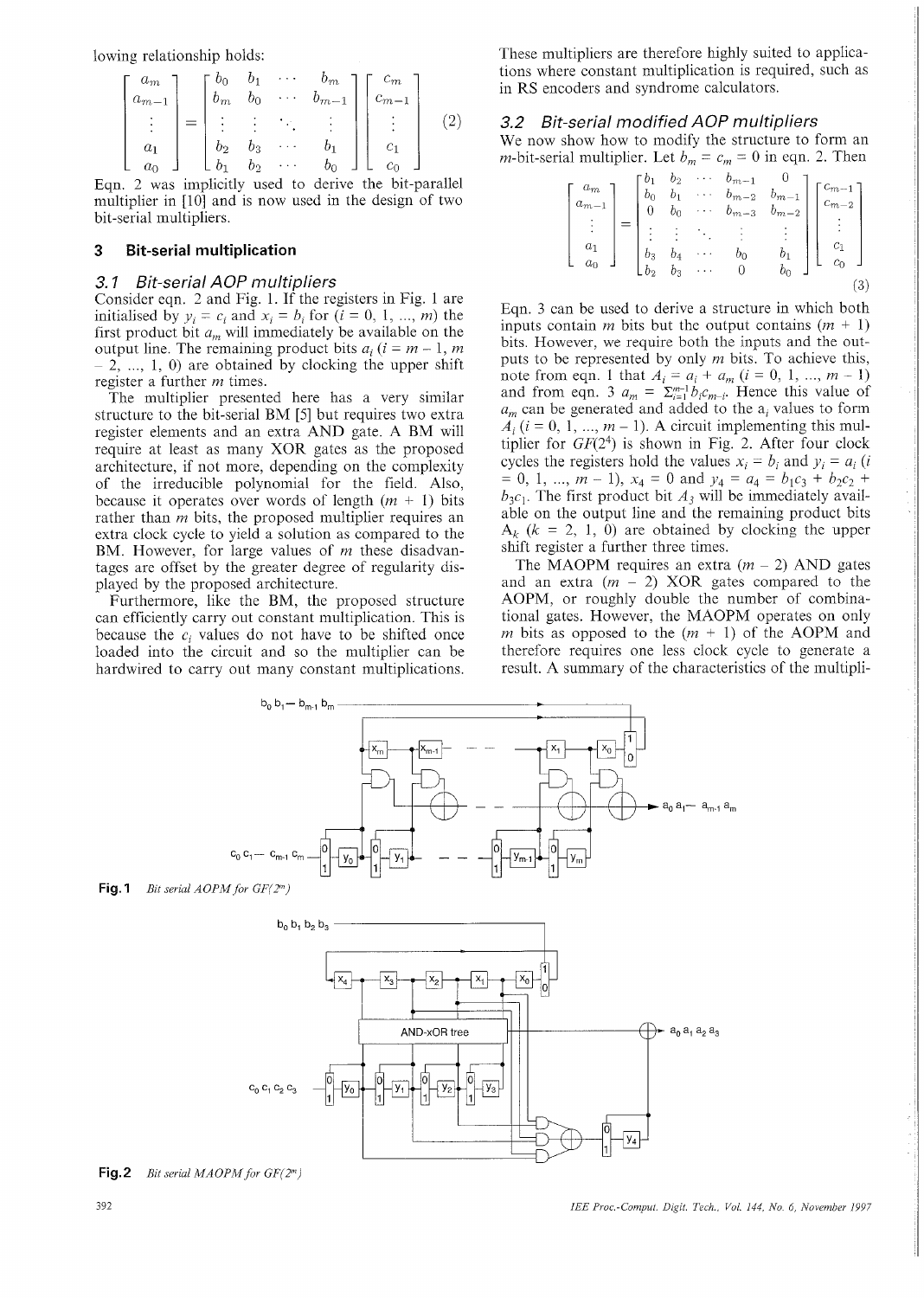lowing relationship holds:

$$\begin{bmatrix} a_m \\ a_{m-1} \\ \vdots \\ a_1 \\ a_0 \end{bmatrix} = \begin{bmatrix} b_0 & b_1 & \cdots & b_m \\ b_m & b_0 & \cdots & b_{m-1} \\ \vdots & \vdots & \ddots & \vdots \\ b_2 & b_3 & \cdots & b_1 \\ b_1 & b_2 & \cdots & b_0 \end{bmatrix} \begin{bmatrix} c_m \\ c_{m-1} \\ \vdots \\ c_1 \\ c_0 \end{bmatrix} \quad (2)$$

Eqn. 2 was implicitly used to derive the bit-parallel multiplier in [10] and is now used in the design of two bit-serial multipliers.

## 3 Bit-serial multiplication

### 3.1 Bit-serial AOP multipliers

Consider eqn. 2 and Fig. 1. If the registers in Fig. 1 are initialised by $y_i = c_i$ and $x_i = b_i$ for ($i = 0, 1, ..., m$) the first product bit $a_m$ will immediately be available on the output line. The remaining product bits $a_i$ ($i = m - 1, m - 2, ..., 1, 0$) are obtained by clocking the upper shift register a further $m$ times.

The multiplier presented here has a very similar structure to the bit-serial BM [5] but requires two extra register elements and an extra AND gate. A BM will require at least as many XOR gates as the proposed architecture, if not more, depending on the complexity of the irreducible polynomial for the field. Also, because it operates over words of length ($m + 1$) bits rather than $m$ bits, the proposed multiplier requires an extra clock cycle to yield a solution as compared to the BM. However, for large values of $m$ these disadvantages are offset by the greater degree of regularity displayed by the proposed architecture.

Furthermore, like the BM, the proposed structure can efficiently carry out constant multiplication. This is because the $c_i$ values do not have to be shifted once loaded into the circuit and so the multiplier can be hardwired to carry out many constant multiplications. These multipliers are therefore highly suited to applications where constant multiplication is required, such as in RS encoders and syndrome calculators.

### 3.2 Bit-serial modified AOP multipliers

We now show how to modify the structure to form an $m$-bit-serial multiplier. Let $b_m = c_m = 0$ in eqn. 2. Then

$$\begin{bmatrix} a_m \\ a_{m-1} \\ \vdots \\ a_1 \\ a_0 \end{bmatrix} = \begin{bmatrix} b_1 & b_2 & \cdots & b_{m-1} & 0 \\ b_0 & b_1 & \cdots & b_{m-2} & b_{m-1} \\ 0 & b_0 & \cdots & b_{m-3} & b_{m-2} \\ \vdots & \vdots & \ddots & \vdots & \vdots \\ b_3 & b_4 & \cdots & b_0 & b_1 \\ b_2 & b_3 & \cdots & 0 & b_0 \end{bmatrix} \begin{bmatrix} c_{m-1} \\ c_{m-2} \\ \vdots \\ c_1 \\ c_0 \end{bmatrix} \quad (3)$$

Eqn. 3 can be used to derive a structure in which both inputs contain $m$ bits but the output contains ($m + 1$) bits. However, we require both the inputs and the outputs to be represented by only $m$ bits. To achieve this, note from eqn. 1 that $A_i = a_i + a_m$ ($i = 0, 1, ..., m - 1$) and from eqn. 3 $a_m = \sum_{i=1}^{m-1} b_i c_{m-i}$. Hence this value of $a_m$ can be generated and added to the $a_i$ values to form $A_i$ ($i = 0, 1, ..., m - 1$). A circuit implementing this multiplier for $GF(2^4)$ is shown in Fig. 2. After four clock cycles the registers hold the values $x_i = b_i$ and $y_i = a_i$ ($i = 0, 1, ..., m - 1$), $x_4 = 0$ and $y_4 = a_4 = b_1c_3 + b_2c_2 + b_3c_1$. The first product bit $A_3$ will be immediately available on the output line and the remaining product bits $A_k$ ($k = 2, 1, 0$) are obtained by clocking the upper shift register a further three times.

The MAOPM requires an extra ($m - 2$) AND gates and an extra ($m - 2$) XOR gates compared to the AOPM, or roughly double the number of combinational gates. However, the MAOPM operates on only $m$ bits as opposed to the ($m + 1$) of the AOPM and therefore requires one less clock cycle to generate a result. A summary of the characteristics of the multipli-

**Fig. 1** *Bit serial AOPM for $GF(2^m)$*

**Fig. 2** *Bit serial MAOPM for $GF(2^m)$*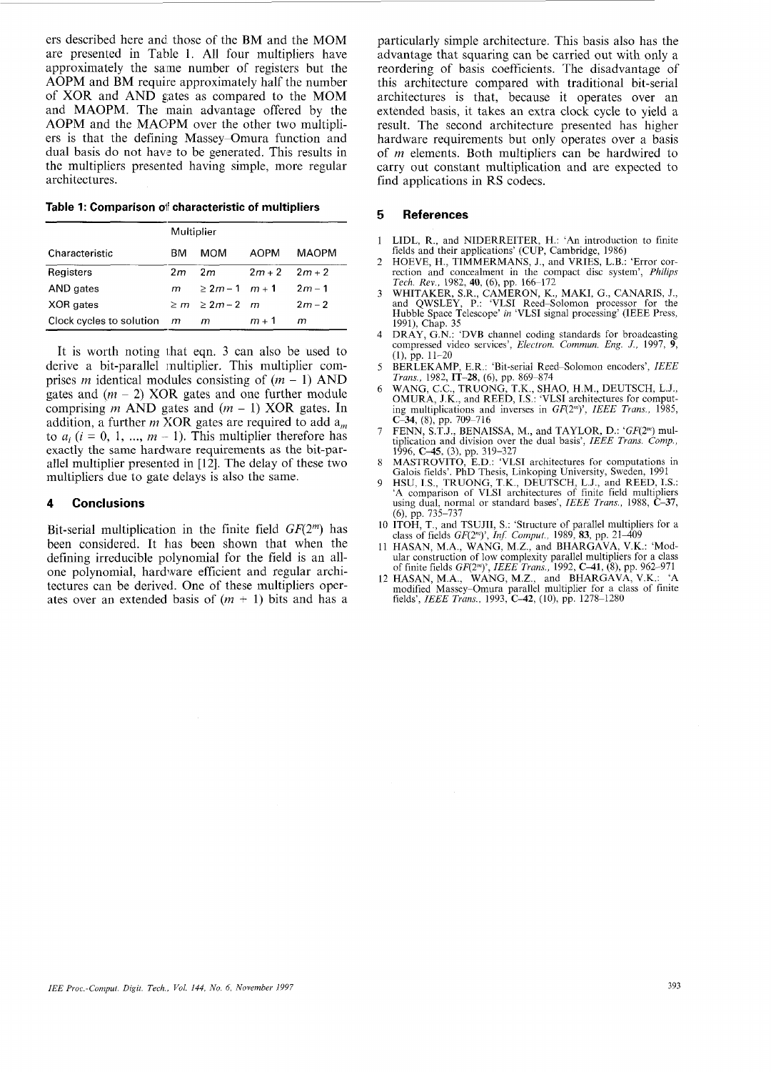ers described here and those of the BM and the MOM are presented in Table 1. All four multipliers have approximately the same number of registers but the AOPM and BM require approximately half the number of XOR and AND gates as compared to the MOM and MAOPM. The main advantage offered by the AOPM and the MAOPM over the other two multipliers is that the defining Massey–Omura function and dual basis do not have to be generated. This results in the multipliers presented having simple, more regular architectures.

**Table 1: Comparison of characteristic of multipliers**

| | Multiplier | | | |
|---|---|---|---|---|
| Characteristic | BM | MOM | AOPM | MAOPM |
| Registers | $2m$ | $2m$ | $2m+2$ | $2m+2$ |
| AND gates | $m$ | $\geq 2m-1$ | $m+1$ | $2m-1$ |
| XOR gates | $\geq m$ | $\geq 2m-2$ | $m$ | $2m-2$ |
| Clock cycles to solution | $m$ | $m$ | $m+1$ | $m$ |

It is worth noting that eqn. 3 can also be used to derive a bit-parallel multiplier. This multiplier comprises $m$ identical modules consisting of $(m-1)$ AND gates and $(m-2)$ XOR gates and one further module comprising $m$ AND gates and $(m-1)$ XOR gates. In addition, a further $m$ XOR gates are required to add $a_m$ to $a_i$ $(i = 0, 1, ..., m-1)$. This multiplier therefore has exactly the same hardware requirements as the bit-parallel multiplier presented in [12]. The delay of these two multipliers due to gate delays is also the same.

## 4 Conclusions

Bit-serial multiplication in the finite field $GF(2^m)$ has been considered. It has been shown that when the defining irreducible polynomial for the field is an all-one polynomial, hardware efficient and regular architectures can be derived. One of these multipliers operates over an extended basis of $(m+1)$ bits and has a particularly simple architecture. This basis also has the advantage that squaring can be carried out with only a reordering of basis coefficients. The disadvantage of this architecture compared with traditional bit-serial architectures is that, because it operates over an extended basis, it takes an extra clock cycle to yield a result. The second architecture presented has higher hardware requirements but only operates over a basis of $m$ elements. Both multipliers can be hardwired to carry out constant multiplication and are expected to find applications in RS codecs.

## 5 References

1. LIDL, R., and NIDERREITER, H.: 'An introduction to finite fields and their applications' (CUP, Cambridge, 1986)
2. HOEVE, H., TIMMERMANS, J., and VRIES, L.B.: 'Error correction and concealment in the compact disc system', *Philips Tech. Rev.*, 1982, **40**, (6), pp. 166–172
3. WHITAKER, S.R., CAMERON, K., MAKI, G., CANARIS, J., and OWSLEY, P.: 'VLSI Reed–Solomon processor for the Hubble Space Telescope' *in* 'VLSI signal processing' (IEEE Press, 1991), Chap. 35
4. DRAY, G.N.: 'DVB channel coding standards for broadcasting compressed video services', *Electron. Commun. Eng. J.*, 1997, **9**, (1), pp. 11–20
5. BERLEKAMP, E.R.: 'Bit-serial Reed–Solomon encoders', *IEEE Trans.*, 1982, **IT-28**, (6), pp. 869–874
6. WANG, C.C., TRUONG, T.K., SHAO, H.M., DEUTSCH, L.J., OMURA, J.K., and REED, I.S.: 'VLSI architectures for computing multiplications and inverses in $GF(2^m)$', *IEEE Trans.*, 1985, **C-34**, (8), pp. 709–716
7. FENN, S.T.J., BENAISSA, M., and TAYLOR, D.: '$GF(2^m)$ multiplication and division over the dual basis', *IEEE Trans. Comp.*, 1996, **C-45**, (3), pp. 319–327
8. MASTROVITO, E.D.: 'VLSI architectures for computations in Galois fields'. PhD Thesis, Linkoping University, Sweden, 1991
9. HSU, I.S., TRUONG, T.K., DEUTSCH, L.J., and REED, I.S.: 'A comparison of VLSI architectures of finite field multipliers using dual, normal or standard bases', *IEEE Trans.*, 1988, **C-37**, (6), pp. 735–737
10. ITOH, T., and TSUJII, S.: 'Structure of parallel multipliers for a class of fields $GF(2^m)$', *Inf. Comput.*, 1989, **83**, pp. 21–409
11. HASAN, M.A., WANG, M.Z., and BHARGAVA, V.K.: 'Modular construction of low complexity parallel multipliers for a class of finite fields $GF(2^m)$', *IEEE Trans.*, 1992, **C-41**, (8), pp. 962–971
12. HASAN, M.A., WANG, M.Z., and BHARGAVA, V.K.: 'A modified Massey–Omura parallel multiplier for a class of finite fields', *IEEE Trans.*, 1993, **C-42**, (10), pp. 1278–1280